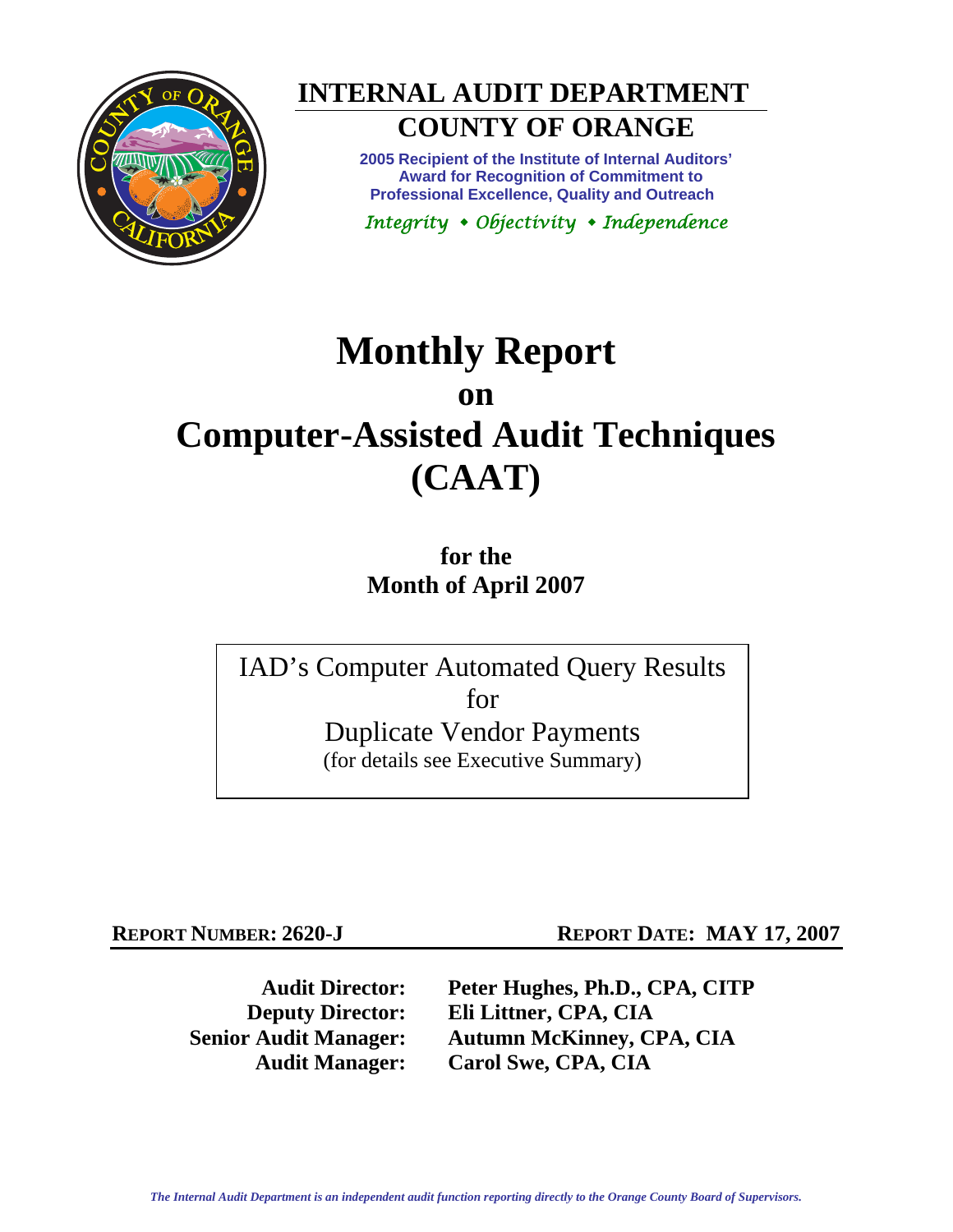# INTERNAL AUDIT DEPARTMENT

## COUNTY OF ORANGE

**2005 Recipient of the Institute of Internal Auditors' Award for Recognition of Commitment to Professional Excellence, Quality and Outreach**

*Integrity • Objectivity • Independence*

# Monthly Report on Computer-Assisted Audit Techniques (CAAT)

## for the Month of April 2007

IAD's Computer Automated Query Results for Duplicate Vendor Payments
(for details see Executive Summary)

**REPORT NUMBER: 2620-J** **REPORT DATE: MAY 17, 2007**

**Audit Director:** Peter Hughes, Ph.D., CPA, CITP
**Deputy Director:** Eli Littner, CPA, CIA
**Senior Audit Manager:** Autumn McKinney, CPA, CIA
**Audit Manager:** Carol Swe, CPA, CIA

*The Internal Audit Department is an independent audit function reporting directly to the Orange County Board of Supervisors.*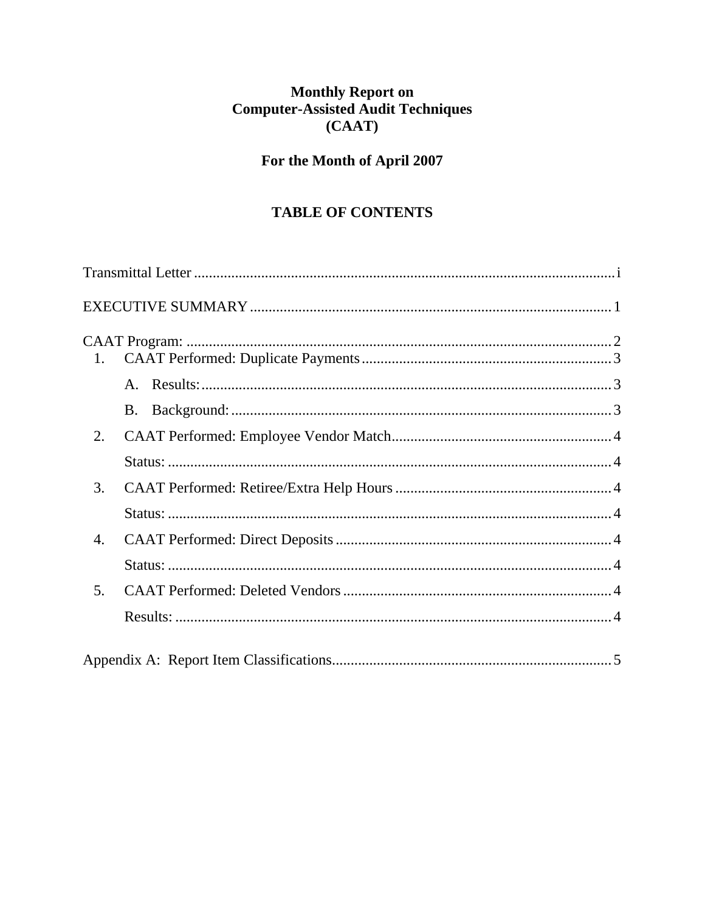# Monthly Report on Computer-Assisted Audit Techniques (CAAT)

## For the Month of April 2007

## TABLE OF CONTENTS

Transmittal Letter ..... i

EXECUTIVE SUMMARY ..... 1

CAAT Program: ..... 2

1. CAAT Performed: Duplicate Payments ..... 3
   - A. Results: ..... 3
   - B. Background: ..... 3
2. CAAT Performed: Employee Vendor Match ..... 4
   - Status: ..... 4
3. CAAT Performed: Retiree/Extra Help Hours ..... 4
   - Status: ..... 4
4. CAAT Performed: Direct Deposits ..... 4
   - Status: ..... 4
5. CAAT Performed: Deleted Vendors ..... 4
   - Results: ..... 4

Appendix A: Report Item Classifications ..... 5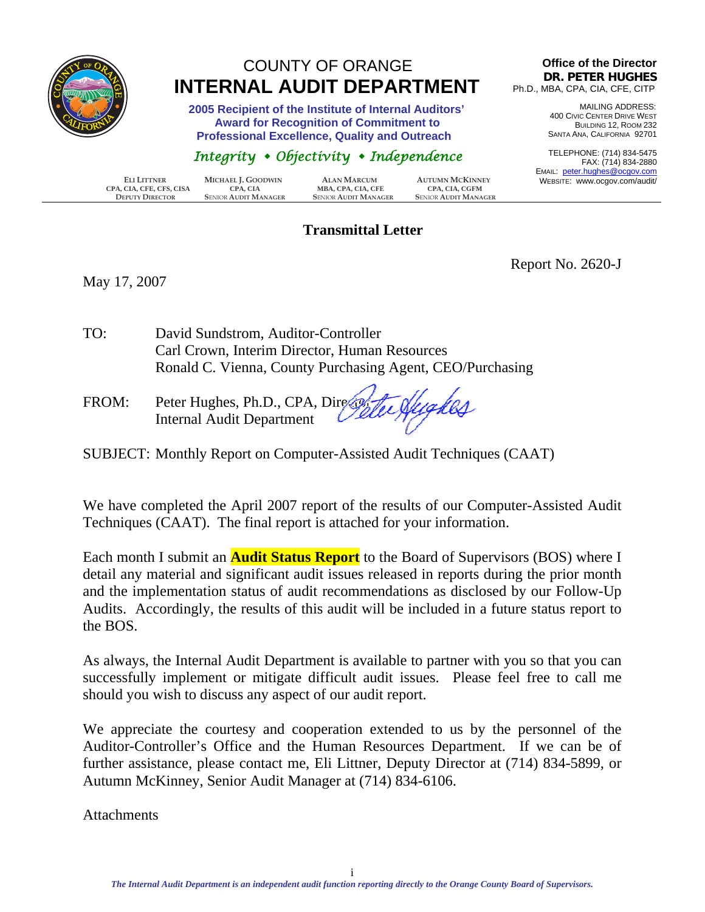COUNTY OF ORANGE
# INTERNAL AUDIT DEPARTMENT

**2005 Recipient of the Institute of Internal Auditors' Award for Recognition of Commitment to Professional Excellence, Quality and Outreach**

*Integrity • Objectivity • Independence*

**Office of the Director**
**DR. PETER HUGHES**
Ph.D., MBA, CPA, CIA, CFE, CITP

MAILING ADDRESS:
400 CIVIC CENTER DRIVE WEST
BUILDING 12, ROOM 232
SANTA ANA, CALIFORNIA 92701

TELEPHONE: (714) 834-5475
FAX: (714) 834-2880
EMAIL: peter.hughes@ocgov.com
WEBSITE: www.ocgov.com/audit/

| ELI LITTNER<br>CPA, CIA, CFE, CFS, CISA<br>DEPUTY DIRECTOR | MICHAEL J. GOODWIN<br>CPA, CIA<br>SENIOR AUDIT MANAGER | ALAN MARCUM<br>MBA, CPA, CIA, CFE<br>SENIOR AUDIT MANAGER | AUTUMN MCKINNEY<br>CPA, CIA, CGFM<br>SENIOR AUDIT MANAGER |
|---|---|---|---|

## Transmittal Letter

Report No. 2620-J

May 17, 2007

TO: David Sundstrom, Auditor-Controller
Carl Crown, Interim Director, Human Resources
Ronald C. Vienna, County Purchasing Agent, CEO/Purchasing

FROM: Peter Hughes, Ph.D., CPA, Director
Internal Audit Department

SUBJECT: Monthly Report on Computer-Assisted Audit Techniques (CAAT)

We have completed the April 2007 report of the results of our Computer-Assisted Audit Techniques (CAAT). The final report is attached for your information.

Each month I submit an **Audit Status Report** to the Board of Supervisors (BOS) where I detail any material and significant audit issues released in reports during the prior month and the implementation status of audit recommendations as disclosed by our Follow-Up Audits. Accordingly, the results of this audit will be included in a future status report to the BOS.

As always, the Internal Audit Department is available to partner with you so that you can successfully implement or mitigate difficult audit issues. Please feel free to call me should you wish to discuss any aspect of our audit report.

We appreciate the courtesy and cooperation extended to us by the personnel of the Auditor-Controller's Office and the Human Resources Department. If we can be of further assistance, please contact me, Eli Littner, Deputy Director at (714) 834-5899, or Autumn McKinney, Senior Audit Manager at (714) 834-6106.

Attachments

*The Internal Audit Department is an independent audit function reporting directly to the Orange County Board of Supervisors.*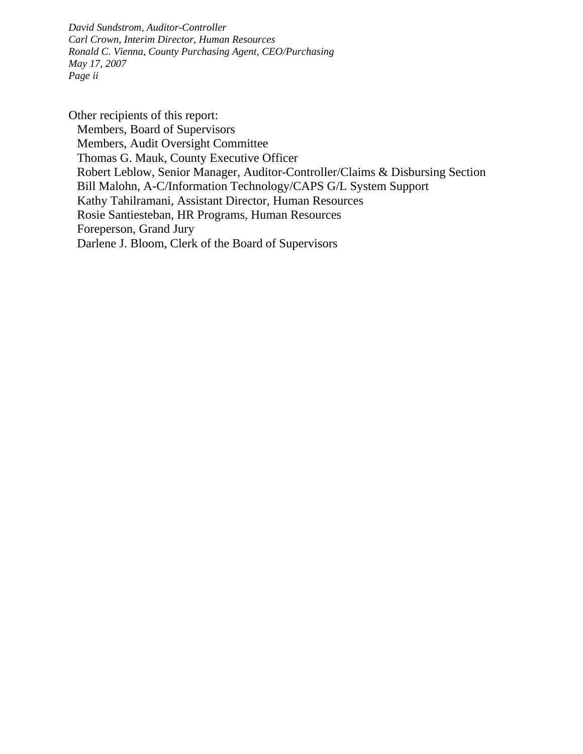Other recipients of this report:

- Members, Board of Supervisors
- Members, Audit Oversight Committee
- Thomas G. Mauk, County Executive Officer
- Robert Leblow, Senior Manager, Auditor-Controller/Claims & Disbursing Section
- Bill Malohn, A-C/Information Technology/CAPS G/L System Support
- Kathy Tahilramani, Assistant Director, Human Resources
- Rosie Santiesteban, HR Programs, Human Resources
- Foreperson, Grand Jury
- Darlene J. Bloom, Clerk of the Board of Supervisors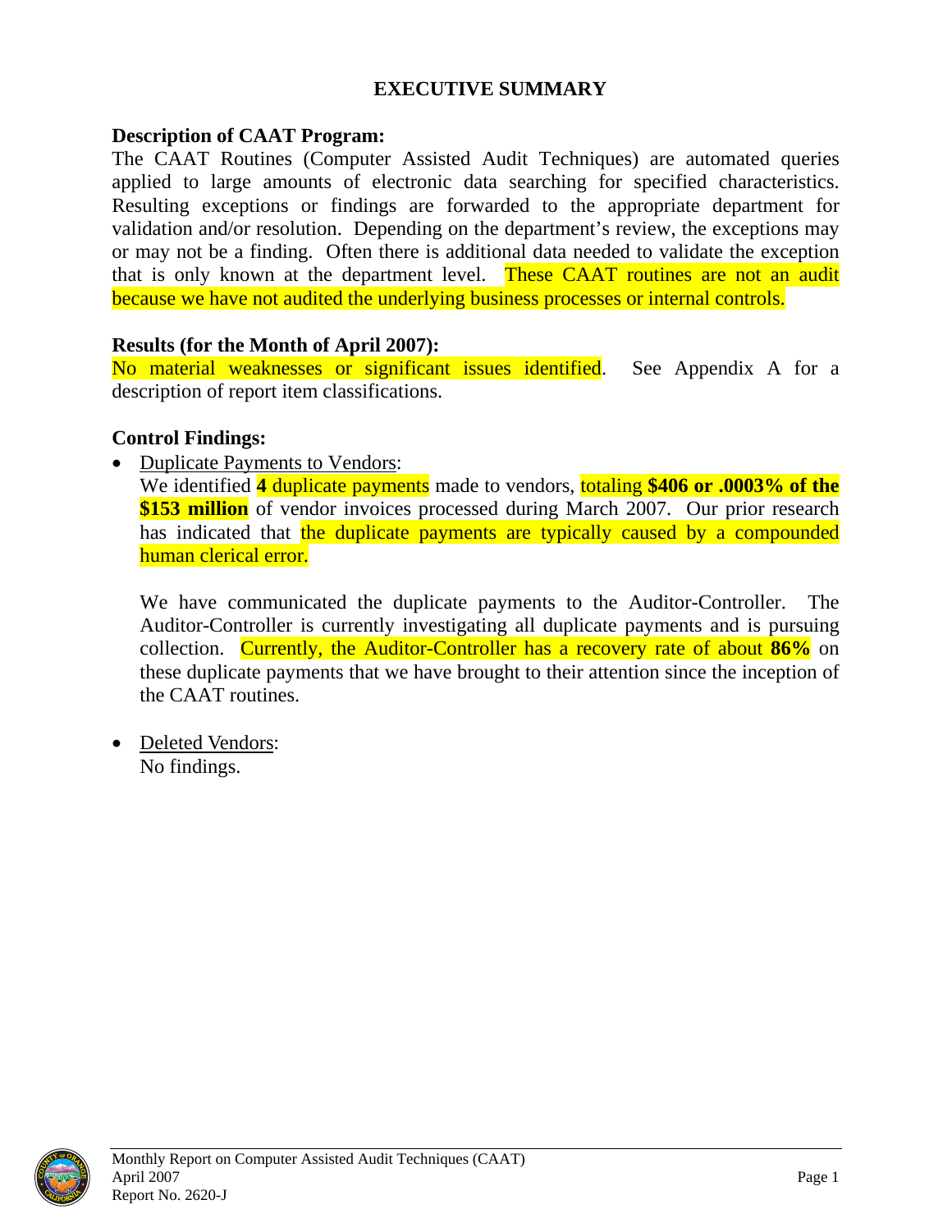# EXECUTIVE SUMMARY

**Description of CAAT Program:**

The CAAT Routines (Computer Assisted Audit Techniques) are automated queries applied to large amounts of electronic data searching for specified characteristics. Resulting exceptions or findings are forwarded to the appropriate department for validation and/or resolution. Depending on the department's review, the exceptions may or may not be a finding. Often there is additional data needed to validate the exception that is only known at the department level. These CAAT routines are not an audit because we have not audited the underlying business processes or internal controls.

**Results (for the Month of April 2007):**

No material weaknesses or significant issues identified. See Appendix A for a description of report item classifications.

**Control Findings:**

- Duplicate Payments to Vendors:
  We identified **4** duplicate payments made to vendors, totaling **$406 or .0003% of the $153 million** of vendor invoices processed during March 2007. Our prior research has indicated that the duplicate payments are typically caused by a compounded human clerical error.

  We have communicated the duplicate payments to the Auditor-Controller. The Auditor-Controller is currently investigating all duplicate payments and is pursuing collection. Currently, the Auditor-Controller has a recovery rate of about **86%** on these duplicate payments that we have brought to their attention since the inception of the CAAT routines.

- Deleted Vendors:
  No findings.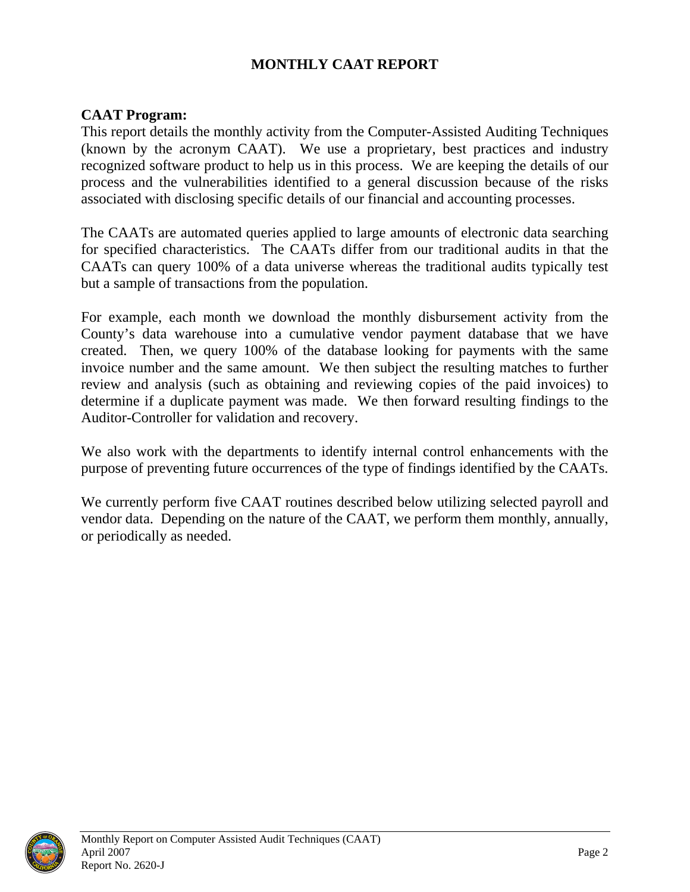# MONTHLY CAAT REPORT

**CAAT Program:**

This report details the monthly activity from the Computer-Assisted Auditing Techniques (known by the acronym CAAT). We use a proprietary, best practices and industry recognized software product to help us in this process. We are keeping the details of our process and the vulnerabilities identified to a general discussion because of the risks associated with disclosing specific details of our financial and accounting processes.

The CAATs are automated queries applied to large amounts of electronic data searching for specified characteristics. The CAATs differ from our traditional audits in that the CAATs can query 100% of a data universe whereas the traditional audits typically test but a sample of transactions from the population.

For example, each month we download the monthly disbursement activity from the County's data warehouse into a cumulative vendor payment database that we have created. Then, we query 100% of the database looking for payments with the same invoice number and the same amount. We then subject the resulting matches to further review and analysis (such as obtaining and reviewing copies of the paid invoices) to determine if a duplicate payment was made. We then forward resulting findings to the Auditor-Controller for validation and recovery.

We also work with the departments to identify internal control enhancements with the purpose of preventing future occurrences of the type of findings identified by the CAATs.

We currently perform five CAAT routines described below utilizing selected payroll and vendor data. Depending on the nature of the CAAT, we perform them monthly, annually, or periodically as needed.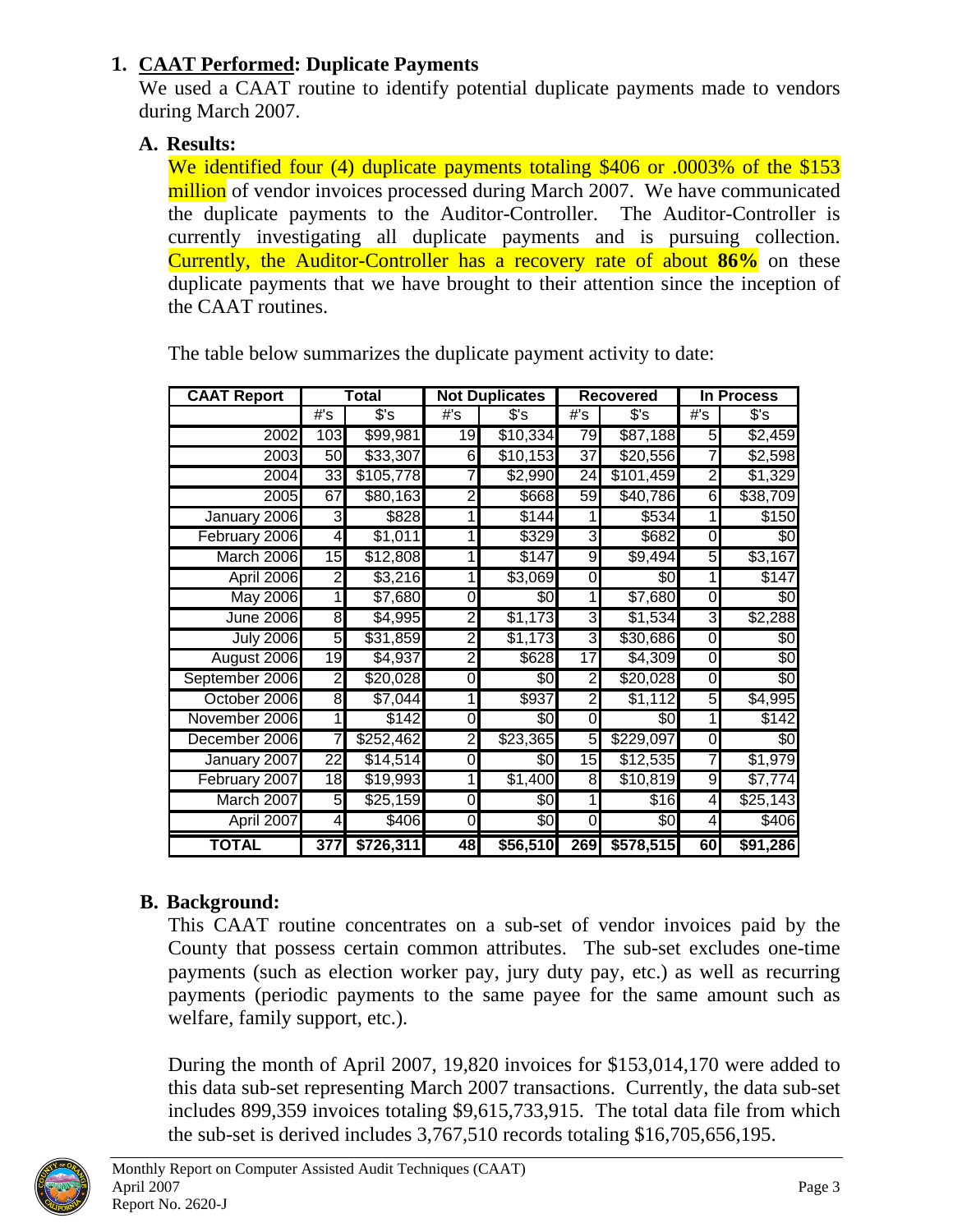## 1. CAAT Performed: Duplicate Payments

We used a CAAT routine to identify potential duplicate payments made to vendors during March 2007.

### A. Results:

We identified four (4) duplicate payments totaling $406 or .0003% of the $153 million of vendor invoices processed during March 2007. We have communicated the duplicate payments to the Auditor-Controller. The Auditor-Controller is currently investigating all duplicate payments and is pursuing collection. Currently, the Auditor-Controller has a recovery rate of about **86%** on these duplicate payments that we have brought to their attention since the inception of the CAAT routines.

The table below summarizes the duplicate payment activity to date:

| CAAT Report | Total | | Not Duplicates | | Recovered | | In Process | |
|---|---|---|---|---|---|---|---|---|
| | #'s | $'s | #'s | $'s | #'s | $'s | #'s | $'s |
| 2002 | 103 | $99,981 | 19 | $10,334 | 79 | $87,188 | 5 | $2,459 |
| 2003 | 50 | $33,307 | 6 | $10,153 | 37 | $20,556 | 7 | $2,598 |
| 2004 | 33 | $105,778 | 7 | $2,990 | 24 | $101,459 | 2 | $1,329 |
| 2005 | 67 | $80,163 | 2 | $668 | 59 | $40,786 | 6 | $38,709 |
| January 2006 | 3 | $828 | 1 | $144 | 1 | $534 | 1 | $150 |
| February 2006 | 4 | $1,011 | 1 | $329 | 3 | $682 | 0 | $0 |
| March 2006 | 15 | $12,808 | 1 | $147 | 9 | $9,494 | 5 | $3,167 |
| April 2006 | 2 | $3,216 | 1 | $3,069 | 0 | $0 | 1 | $147 |
| May 2006 | 1 | $7,680 | 0 | $0 | 1 | $7,680 | 0 | $0 |
| June 2006 | 8 | $4,995 | 2 | $1,173 | 3 | $1,534 | 3 | $2,288 |
| July 2006 | 5 | $31,859 | 2 | $1,173 | 3 | $30,686 | 0 | $0 |
| August 2006 | 19 | $4,937 | 2 | $628 | 17 | $4,309 | 0 | $0 |
| September 2006 | 2 | $20,028 | 0 | $0 | 2 | $20,028 | 0 | $0 |
| October 2006 | 8 | $7,044 | 1 | $937 | 2 | $1,112 | 5 | $4,995 |
| November 2006 | 1 | $142 | 0 | $0 | 0 | $0 | 1 | $142 |
| December 2006 | 7 | $252,462 | 2 | $23,365 | 5 | $229,097 | 0 | $0 |
| January 2007 | 22 | $14,514 | 0 | $0 | 15 | $12,535 | 7 | $1,979 |
| February 2007 | 18 | $19,993 | 1 | $1,400 | 8 | $10,819 | 9 | $7,774 |
| March 2007 | 5 | $25,159 | 0 | $0 | 1 | $16 | 4 | $25,143 |
| April 2007 | 4 | $406 | 0 | $0 | 0 | $0 | 4 | $406 |
| **TOTAL** | **377** | **$726,311** | **48** | **$56,510** | **269** | **$578,515** | **60** | **$91,286** |

### B. Background:

This CAAT routine concentrates on a sub-set of vendor invoices paid by the County that possess certain common attributes. The sub-set excludes one-time payments (such as election worker pay, jury duty pay, etc.) as well as recurring payments (periodic payments to the same payee for the same amount such as welfare, family support, etc.).

During the month of April 2007, 19,820 invoices for $153,014,170 were added to this data sub-set representing March 2007 transactions. Currently, the data sub-set includes 899,359 invoices totaling $9,615,733,915. The total data file from which the sub-set is derived includes 3,767,510 records totaling $16,705,656,195.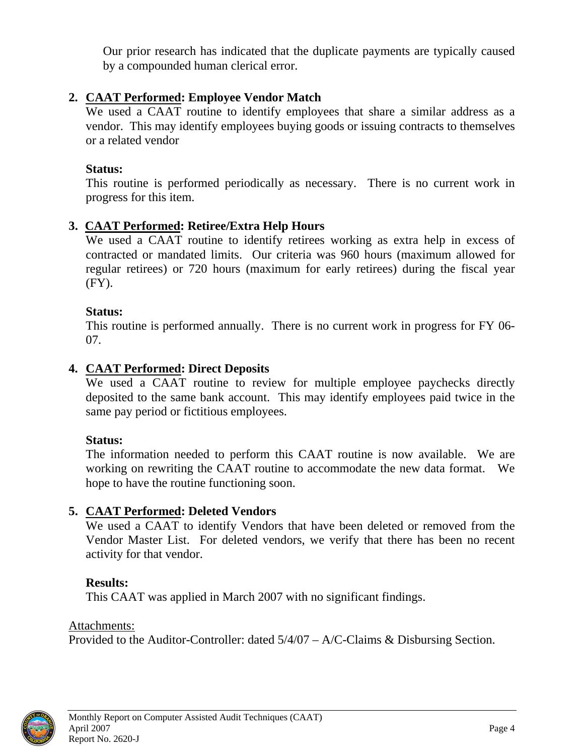Our prior research has indicated that the duplicate payments are typically caused by a compounded human clerical error.

2. **CAAT Performed: Employee Vendor Match**

   We used a CAAT routine to identify employees that share a similar address as a vendor. This may identify employees buying goods or issuing contracts to themselves or a related vendor

   **Status:**

   This routine is performed periodically as necessary. There is no current work in progress for this item.

3. **CAAT Performed: Retiree/Extra Help Hours**

   We used a CAAT routine to identify retirees working as extra help in excess of contracted or mandated limits. Our criteria was 960 hours (maximum allowed for regular retirees) or 720 hours (maximum for early retirees) during the fiscal year (FY).

   **Status:**

   This routine is performed annually. There is no current work in progress for FY 06-07.

4. **CAAT Performed: Direct Deposits**

   We used a CAAT routine to review for multiple employee paychecks directly deposited to the same bank account. This may identify employees paid twice in the same pay period or fictitious employees.

   **Status:**

   The information needed to perform this CAAT routine is now available. We are working on rewriting the CAAT routine to accommodate the new data format. We hope to have the routine functioning soon.

5. **CAAT Performed: Deleted Vendors**

   We used a CAAT to identify Vendors that have been deleted or removed from the Vendor Master List. For deleted vendors, we verify that there has been no recent activity for that vendor.

   **Results:**

   This CAAT was applied in March 2007 with no significant findings.

Attachments:

Provided to the Auditor-Controller: dated 5/4/07 – A/C-Claims & Disbursing Section.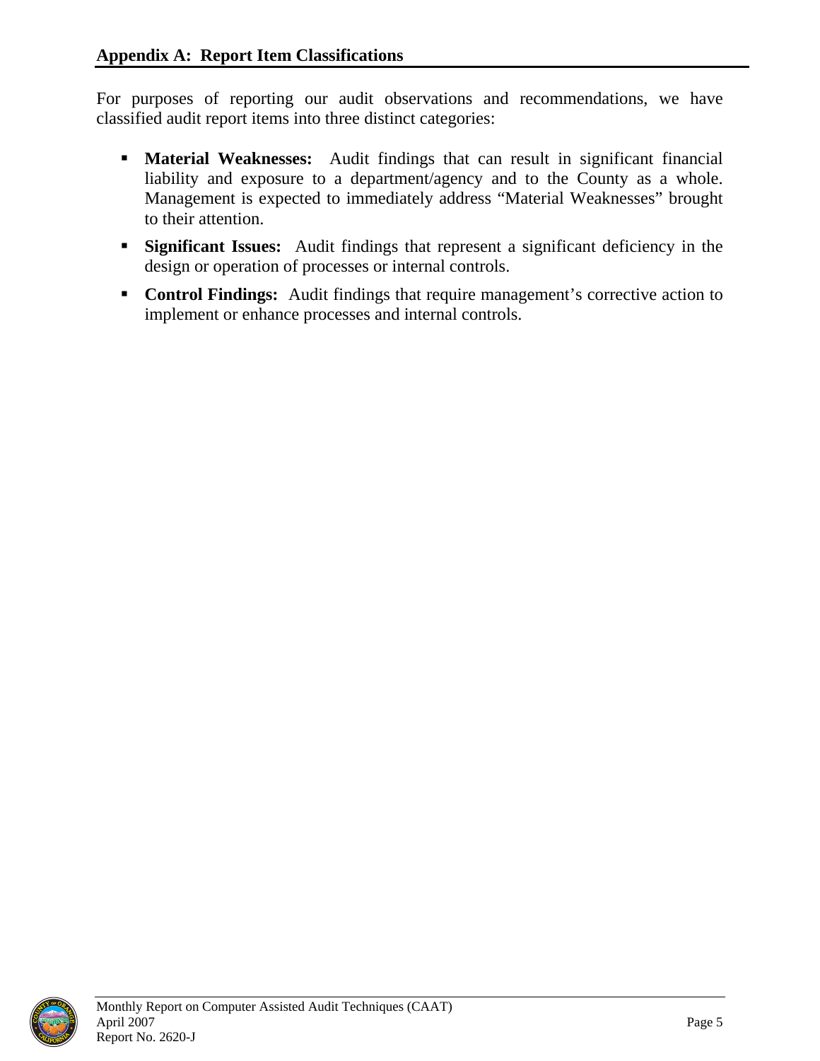## Appendix A: Report Item Classifications

For purposes of reporting our audit observations and recommendations, we have classified audit report items into three distinct categories:

- **Material Weaknesses:** Audit findings that can result in significant financial liability and exposure to a department/agency and to the County as a whole. Management is expected to immediately address "Material Weaknesses" brought to their attention.
- **Significant Issues:** Audit findings that represent a significant deficiency in the design or operation of processes or internal controls.
- **Control Findings:** Audit findings that require management's corrective action to implement or enhance processes and internal controls.